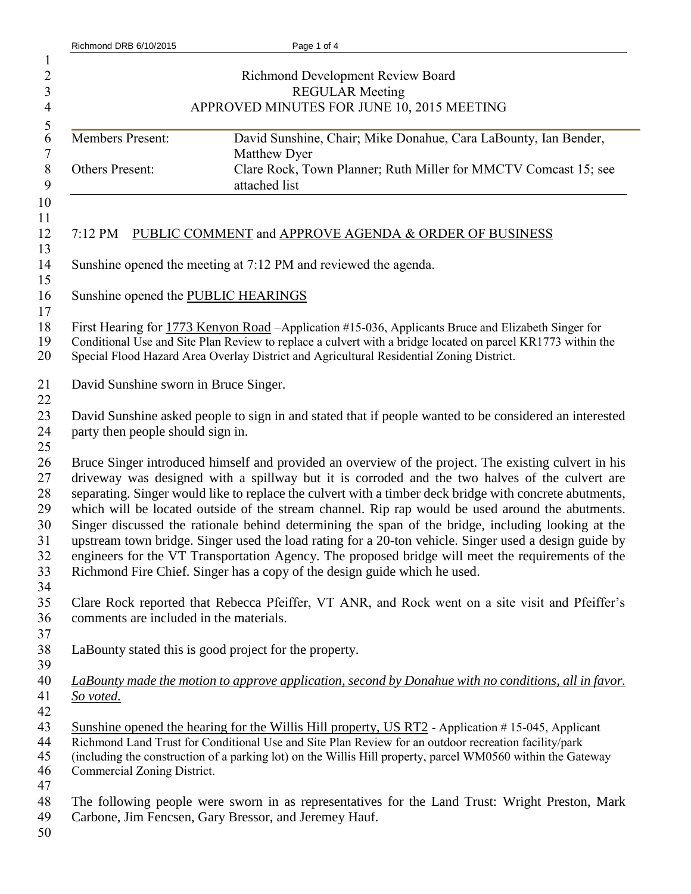# Richmond Development Review Board
## REGULAR Meeting
## APPROVED MINUTES FOR JUNE 10, 2015 MEETING

| | |
|---|---|
| Members Present: | David Sunshine, Chair; Mike Donahue, Cara LaBounty, Ian Bender, Matthew Dyer |
| Others Present: | Clare Rock, Town Planner; Ruth Miller for MMCTV Comcast 15; see attached list |

7:12 PM <u>PUBLIC COMMENT</u> and <u>APPROVE AGENDA & ORDER OF BUSINESS</u>

Sunshine opened the meeting at 7:12 PM and reviewed the agenda.

Sunshine opened the <u>PUBLIC HEARINGS</u>

First Hearing for <u>1773 Kenyon Road</u> –Application #15-036, Applicants Bruce and Elizabeth Singer for Conditional Use and Site Plan Review to replace a culvert with a bridge located on parcel KR1773 within the Special Flood Hazard Area Overlay District and Agricultural Residential Zoning District.

David Sunshine sworn in Bruce Singer.

David Sunshine asked people to sign in and stated that if people wanted to be considered an interested party then people should sign in.

Bruce Singer introduced himself and provided an overview of the project. The existing culvert in his driveway was designed with a spillway but it is corroded and the two halves of the culvert are separating. Singer would like to replace the culvert with a timber deck bridge with concrete abutments, which will be located outside of the stream channel. Rip rap would be used around the abutments. Singer discussed the rationale behind determining the span of the bridge, including looking at the upstream town bridge. Singer used the load rating for a 20-ton vehicle. Singer used a design guide by engineers for the VT Transportation Agency. The proposed bridge will meet the requirements of the Richmond Fire Chief. Singer has a copy of the design guide which he used.

Clare Rock reported that Rebecca Pfeiffer, VT ANR, and Rock went on a site visit and Pfeiffer's comments are included in the materials.

LaBounty stated this is good project for the property.

<u>*LaBounty made the motion to approve application, second by Donahue with no conditions, all in favor. So voted.*</u>

<u>Sunshine opened the hearing for the Willis Hill property, US RT2</u> - Application # 15-045, Applicant Richmond Land Trust for Conditional Use and Site Plan Review for an outdoor recreation facility/park (including the construction of a parking lot) on the Willis Hill property, parcel WM0560 within the Gateway Commercial Zoning District.

The following people were sworn in as representatives for the Land Trust: Wright Preston, Mark Carbone, Jim Fencsen, Gary Bressor, and Jeremey Hauf.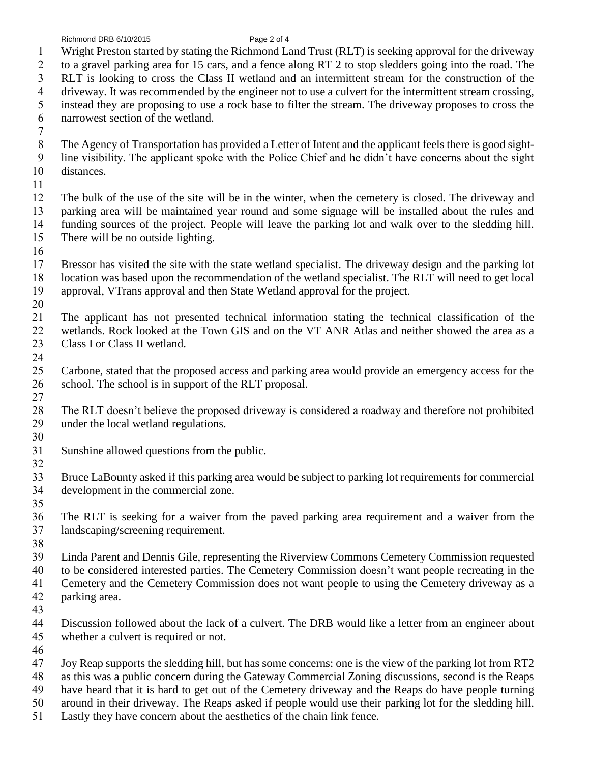Wright Preston started by stating the Richmond Land Trust (RLT) is seeking approval for the driveway to a gravel parking area for 15 cars, and a fence along RT 2 to stop sledders going into the road. The RLT is looking to cross the Class II wetland and an intermittent stream for the construction of the driveway. It was recommended by the engineer not to use a culvert for the intermittent stream crossing, instead they are proposing to use a rock base to filter the stream. The driveway proposes to cross the narrowest section of the wetland.

The Agency of Transportation has provided a Letter of Intent and the applicant feels there is good sight-line visibility. The applicant spoke with the Police Chief and he didn't have concerns about the sight distances.

The bulk of the use of the site will be in the winter, when the cemetery is closed. The driveway and parking area will be maintained year round and some signage will be installed about the rules and funding sources of the project. People will leave the parking lot and walk over to the sledding hill. There will be no outside lighting.

Bressor has visited the site with the state wetland specialist. The driveway design and the parking lot location was based upon the recommendation of the wetland specialist. The RLT will need to get local approval, VTrans approval and then State Wetland approval for the project.

The applicant has not presented technical information stating the technical classification of the wetlands. Rock looked at the Town GIS and on the VT ANR Atlas and neither showed the area as a Class I or Class II wetland.

Carbone, stated that the proposed access and parking area would provide an emergency access for the school. The school is in support of the RLT proposal.

The RLT doesn't believe the proposed driveway is considered a roadway and therefore not prohibited under the local wetland regulations.

Sunshine allowed questions from the public.

Bruce LaBounty asked if this parking area would be subject to parking lot requirements for commercial development in the commercial zone.

The RLT is seeking for a waiver from the paved parking area requirement and a waiver from the landscaping/screening requirement.

Linda Parent and Dennis Gile, representing the Riverview Commons Cemetery Commission requested to be considered interested parties. The Cemetery Commission doesn't want people recreating in the Cemetery and the Cemetery Commission does not want people to using the Cemetery driveway as a parking area.

Discussion followed about the lack of a culvert. The DRB would like a letter from an engineer about whether a culvert is required or not.

Joy Reap supports the sledding hill, but has some concerns: one is the view of the parking lot from RT2 as this was a public concern during the Gateway Commercial Zoning discussions, second is the Reaps have heard that it is hard to get out of the Cemetery driveway and the Reaps do have people turning around in their driveway. The Reaps asked if people would use their parking lot for the sledding hill. Lastly they have concern about the aesthetics of the chain link fence.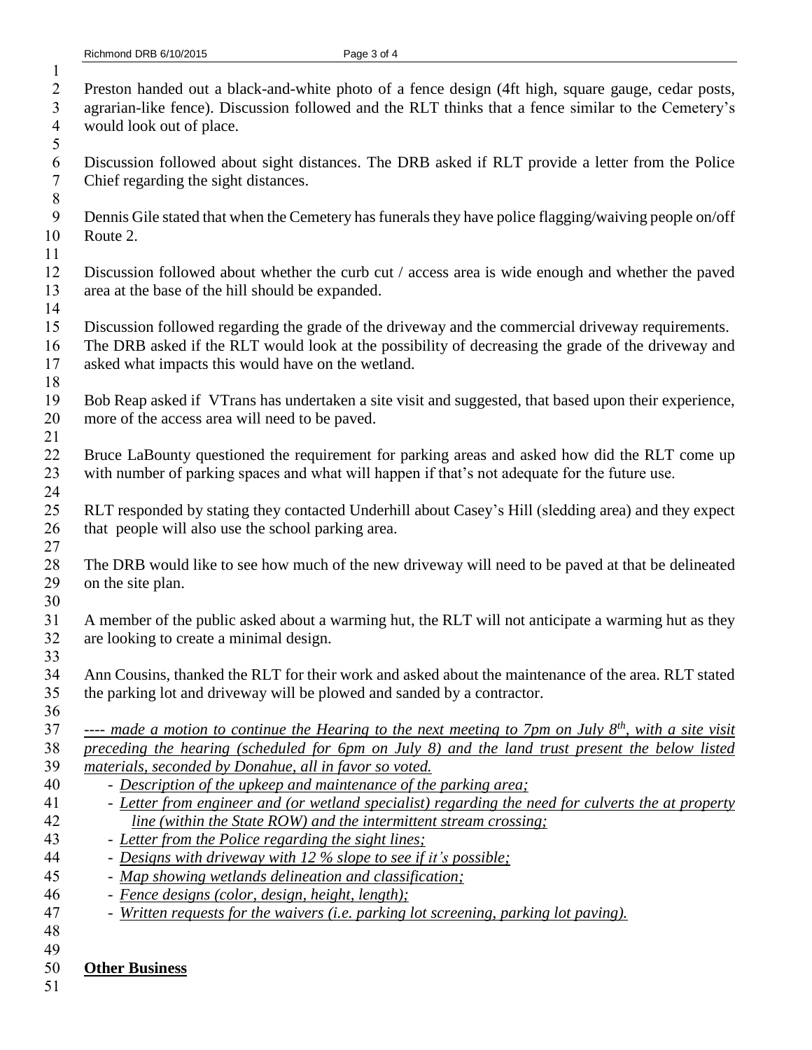Preston handed out a black-and-white photo of a fence design (4ft high, square gauge, cedar posts, agrarian-like fence). Discussion followed and the RLT thinks that a fence similar to the Cemetery's would look out of place.

Discussion followed about sight distances. The DRB asked if RLT provide a letter from the Police Chief regarding the sight distances.

Dennis Gile stated that when the Cemetery has funerals they have police flagging/waiving people on/off Route 2.

Discussion followed about whether the curb cut / access area is wide enough and whether the paved area at the base of the hill should be expanded.

Discussion followed regarding the grade of the driveway and the commercial driveway requirements. The DRB asked if the RLT would look at the possibility of decreasing the grade of the driveway and asked what impacts this would have on the wetland.

Bob Reap asked if VTrans has undertaken a site visit and suggested, that based upon their experience, more of the access area will need to be paved.

Bruce LaBounty questioned the requirement for parking areas and asked how did the RLT come up with number of parking spaces and what will happen if that's not adequate for the future use.

RLT responded by stating they contacted Underhill about Casey's Hill (sledding area) and they expect that people will also use the school parking area.

The DRB would like to see how much of the new driveway will need to be paved at that be delineated on the site plan.

A member of the public asked about a warming hut, the RLT will not anticipate a warming hut as they are looking to create a minimal design.

Ann Cousins, thanked the RLT for their work and asked about the maintenance of the area. RLT stated the parking lot and driveway will be plowed and sanded by a contractor.

*---- made a motion to continue the Hearing to the next meeting to 7pm on July 8th, with a site visit preceding the hearing (scheduled for 6pm on July 8) and the land trust present the below listed materials, seconded by Donahue, all in favor so voted.*

- *Description of the upkeep and maintenance of the parking area;*
- *Letter from engineer and (or wetland specialist) regarding the need for culverts the at property line (within the State ROW) and the intermittent stream crossing;*
- *Letter from the Police regarding the sight lines;*
- *Designs with driveway with 12 % slope to see if it's possible;*
- *Map showing wetlands delineation and classification;*
- *Fence designs (color, design, height, length);*
- *Written requests for the waivers (i.e. parking lot screening, parking lot paving).*

**Other Business**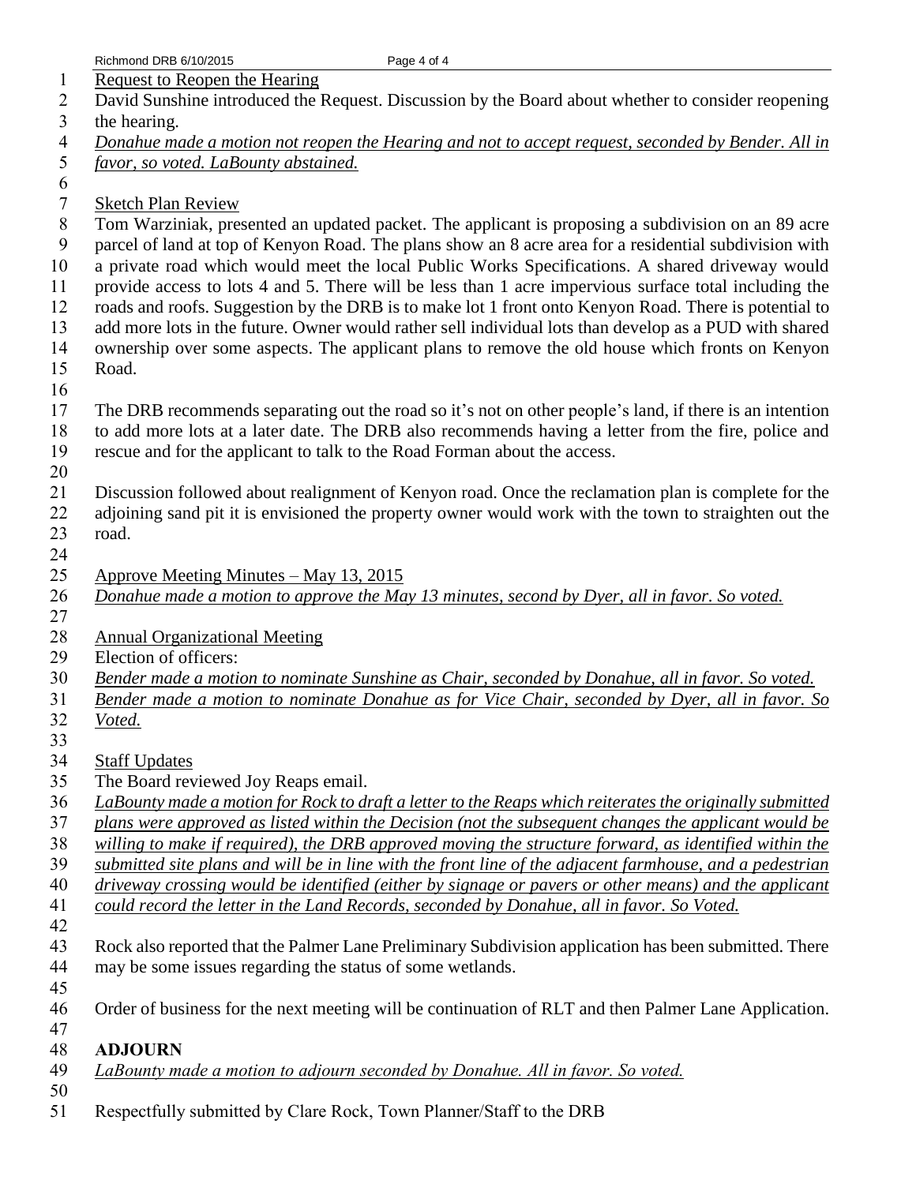Request to Reopen the Hearing

David Sunshine introduced the Request. Discussion by the Board about whether to consider reopening the hearing.

*Donahue made a motion not reopen the Hearing and not to accept request, seconded by Bender. All in favor, so voted. LaBounty abstained.*

Sketch Plan Review

Tom Warziniak, presented an updated packet. The applicant is proposing a subdivision on an 89 acre parcel of land at top of Kenyon Road. The plans show an 8 acre area for a residential subdivision with a private road which would meet the local Public Works Specifications. A shared driveway would provide access to lots 4 and 5. There will be less than 1 acre impervious surface total including the roads and roofs. Suggestion by the DRB is to make lot 1 front onto Kenyon Road. There is potential to add more lots in the future. Owner would rather sell individual lots than develop as a PUD with shared ownership over some aspects. The applicant plans to remove the old house which fronts on Kenyon Road.

The DRB recommends separating out the road so it's not on other people's land, if there is an intention to add more lots at a later date. The DRB also recommends having a letter from the fire, police and rescue and for the applicant to talk to the Road Forman about the access.

Discussion followed about realignment of Kenyon road. Once the reclamation plan is complete for the adjoining sand pit it is envisioned the property owner would work with the town to straighten out the road.

Approve Meeting Minutes – May 13, 2015

*Donahue made a motion to approve the May 13 minutes, second by Dyer, all in favor. So voted.*

Annual Organizational Meeting

Election of officers:

*Bender made a motion to nominate Sunshine as Chair, seconded by Donahue, all in favor. So voted.*

*Bender made a motion to nominate Donahue as for Vice Chair, seconded by Dyer, all in favor. So Voted.*

Staff Updates

The Board reviewed Joy Reaps email.

*LaBounty made a motion for Rock to draft a letter to the Reaps which reiterates the originally submitted plans were approved as listed within the Decision (not the subsequent changes the applicant would be willing to make if required), the DRB approved moving the structure forward, as identified within the submitted site plans and will be in line with the front line of the adjacent farmhouse, and a pedestrian driveway crossing would be identified (either by signage or pavers or other means) and the applicant could record the letter in the Land Records, seconded by Donahue, all in favor. So Voted.*

Rock also reported that the Palmer Lane Preliminary Subdivision application has been submitted. There may be some issues regarding the status of some wetlands.

Order of business for the next meeting will be continuation of RLT and then Palmer Lane Application.

**ADJOURN**

*LaBounty made a motion to adjourn seconded by Donahue. All in favor. So voted.*

Respectfully submitted by Clare Rock, Town Planner/Staff to the DRB